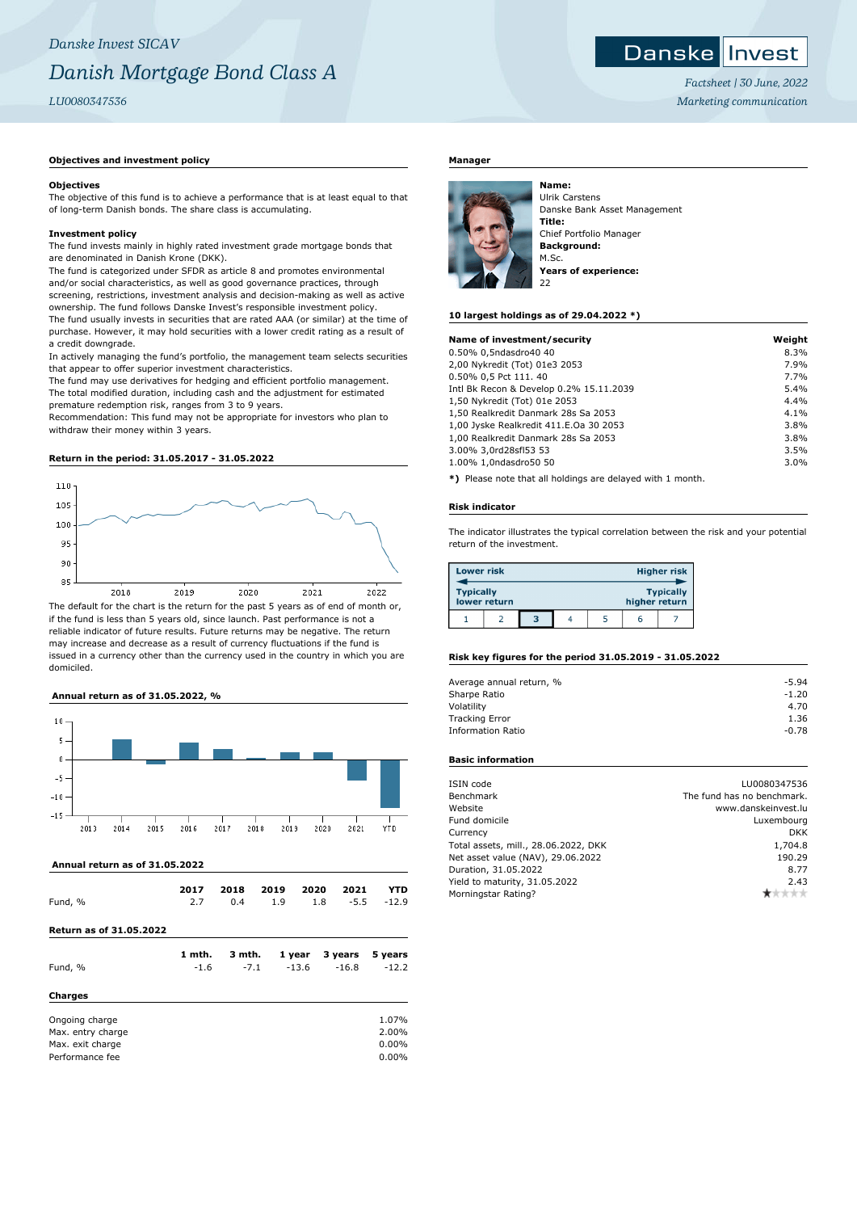Danske Invest SICAV

# Danish Mortgage Bond Class A

LU0080347536

Factsheet | 30 June, 2022

Marketing communication

## Objectives and investment policy

### Objectives

The objective of this fund is to achieve a performance that is at least equal to that of long-term Danish bonds. The share class is accumulating.

### Investment policy

The fund invests mainly in highly rated investment grade mortgage bonds that are denominated in Danish Krone (DKK).

The fund is categorized under SFDR as article 8 and promotes environmental and/or social characteristics, as well as good governance practices, through screening, restrictions, investment analysis and decision-making as well as active ownership. The fund follows Danske Invest's responsible investment policy.

The fund usually invests in securities that are rated AAA (or similar) at the time of purchase. However, it may hold securities with a lower credit rating as a result of a credit downgrade.

In actively managing the fund's portfolio, the management team selects securities that appear to offer superior investment characteristics.

The fund may use derivatives for hedging and efficient portfolio management.

The total modified duration, including cash and the adjustment for estimated premature redemption risk, ranges from 3 to 9 years.

Recommendation: This fund may not be appropriate for investors who plan to withdraw their money within 3 years.

## Return in the period: 31.05.2017 - 31.05.2022

The default for the chart is the return for the past 5 years as of end of month or, if the fund is less than 5 years old, since launch. Past performance is not a reliable indicator of future results. Future returns may be negative. The return may increase and decrease as a result of currency fluctuations if the fund is issued in a currency other than the currency used in the country in which you are domiciled.

## Annual return as of 31.05.2022, %

## Annual return as of 31.05.2022

| | 2017 | 2018 | 2019 | 2020 | 2021 | YTD |
|---|---|---|---|---|---|---|
| Fund, % | 2.7 | 0.4 | 1.9 | 1.8 | -5.5 | -12.9 |

## Return as of 31.05.2022

| | 1 mth. | 3 mth. | 1 year | 3 years | 5 years |
|---|---|---|---|---|---|
| Fund, % | -1.6 | -7.1 | -13.6 | -16.8 | -12.2 |

## Charges

| | |
|---|---|
| Ongoing charge | 1.07% |
| Max. entry charge | 2.00% |
| Max. exit charge | 0.00% |
| Performance fee | 0.00% |

## Manager

**Name:**
Ulrik Carstens
Danske Bank Asset Management
**Title:**
Chief Portfolio Manager
**Background:**
M.Sc.
**Years of experience:**
22

## 10 largest holdings as of 29.04.2022 *)

| Name of investment/security | Weight |
|---|---|
| 0.50% 0,5ndasdro40 40 | 8.3% |
| 2,00 Nykredit (Tot) 01e3 2053 | 7.9% |
| 0.50% 0,5 Pct 111. 40 | 7.7% |
| Intl Bk Recon & Develop 0.2% 15.11.2039 | 5.4% |
| 1,50 Nykredit (Tot) 01e 2053 | 4.4% |
| 1,50 Realkredit Danmark 28s Sa 2053 | 4.1% |
| 1,00 Jyske Realkredit 411.E.Oa 30 2053 | 3.8% |
| 1,00 Realkredit Danmark 28s Sa 2053 | 3.8% |
| 3.00% 3,0rd28sfl53 53 | 3.5% |
| 1.00% 1,0ndasdro50 50 | 3.0% |

**\*)** Please note that all holdings are delayed with 1 month.

## Risk indicator

The indicator illustrates the typical correlation between the risk and your potential return of the investment.

| Lower risk | | | | | | Higher risk |
|---|---|---|---|---|---|---|
| Typically lower return | | | | | | Typically higher return |
| 1 | 2 | **3** | 4 | 5 | 6 | 7 |

## Risk key figures for the period 31.05.2019 - 31.05.2022

| | |
|---|---|
| Average annual return, % | -5.94 |
| Sharpe Ratio | -1.20 |
| Volatility | 4.70 |
| Tracking Error | 1.36 |
| Information Ratio | -0.78 |

## Basic information

| | |
|---|---|
| ISIN code | LU0080347536 |
| Benchmark | The fund has no benchmark. |
| Website | www.danskeinvest.lu |
| Fund domicile | Luxembourg |
| Currency | DKK |
| Total assets, mill., 28.06.2022, DKK | 1,704.8 |
| Net asset value (NAV), 29.06.2022 | 190.29 |
| Duration, 31.05.2022 | 8.77 |
| Yield to maturity, 31.05.2022 | 2.43 |
| Morningstar Rating? | ★ |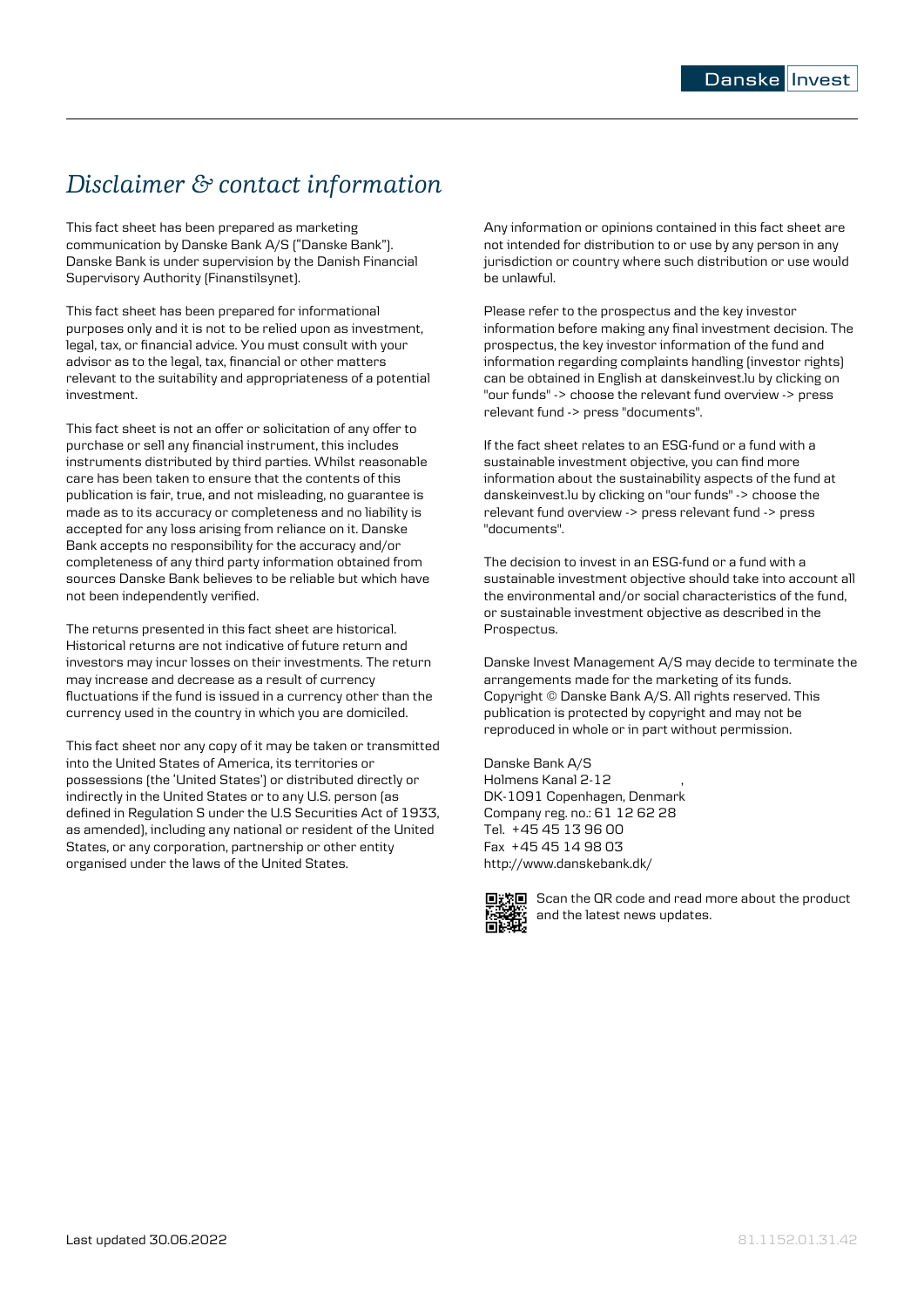# *Disclaimer & contact information*

This fact sheet has been prepared as marketing communication by Danske Bank A/S ("Danske Bank"). Danske Bank is under supervision by the Danish Financial Supervisory Authority (Finanstilsynet).

This fact sheet has been prepared for informational purposes only and it is not to be relied upon as investment, legal, tax, or financial advice. You must consult with your advisor as to the legal, tax, financial or other matters relevant to the suitability and appropriateness of a potential investment.

This fact sheet is not an offer or solicitation of any offer to purchase or sell any financial instrument, this includes instruments distributed by third parties. Whilst reasonable care has been taken to ensure that the contents of this publication is fair, true, and not misleading, no guarantee is made as to its accuracy or completeness and no liability is accepted for any loss arising from reliance on it. Danske Bank accepts no responsibility for the accuracy and/or completeness of any third party information obtained from sources Danske Bank believes to be reliable but which have not been independently verified.

The returns presented in this fact sheet are historical. Historical returns are not indicative of future return and investors may incur losses on their investments. The return may increase and decrease as a result of currency fluctuations if the fund is issued in a currency other than the currency used in the country in which you are domiciled.

This fact sheet nor any copy of it may be taken or transmitted into the United States of America, its territories or possessions (the 'United States') or distributed directly or indirectly in the United States or to any U.S. person (as defined in Regulation S under the U.S Securities Act of 1933, as amended), including any national or resident of the United States, or any corporation, partnership or other entity organised under the laws of the United States.

Any information or opinions contained in this fact sheet are not intended for distribution to or use by any person in any jurisdiction or country where such distribution or use would be unlawful.

Please refer to the prospectus and the key investor information before making any final investment decision. The prospectus, the key investor information of the fund and information regarding complaints handling (investor rights) can be obtained in English at danskeinvest.lu by clicking on "our funds" -> choose the relevant fund overview -> press relevant fund -> press "documents".

If the fact sheet relates to an ESG-fund or a fund with a sustainable investment objective, you can find more information about the sustainability aspects of the fund at danskeinvest.lu by clicking on "our funds" -> choose the relevant fund overview -> press relevant fund -> press "documents".

The decision to invest in an ESG-fund or a fund with a sustainable investment objective should take into account all the environmental and/or social characteristics of the fund, or sustainable investment objective as described in the Prospectus.

Danske Invest Management A/S may decide to terminate the arrangements made for the marketing of its funds. Copyright © Danske Bank A/S. All rights reserved. This publication is protected by copyright and may not be reproduced in whole or in part without permission.

Danske Bank A/S
Holmens Kanal 2-12
DK-1091 Copenhagen, Denmark
Company reg. no.: 61 12 62 28
Tel. +45 45 13 96 00
Fax +45 45 14 98 03
http://www.danskebank.dk/

Scan the QR code and read more about the product and the latest news updates.

Last updated 30.06.2022

81.1152.01.31.42